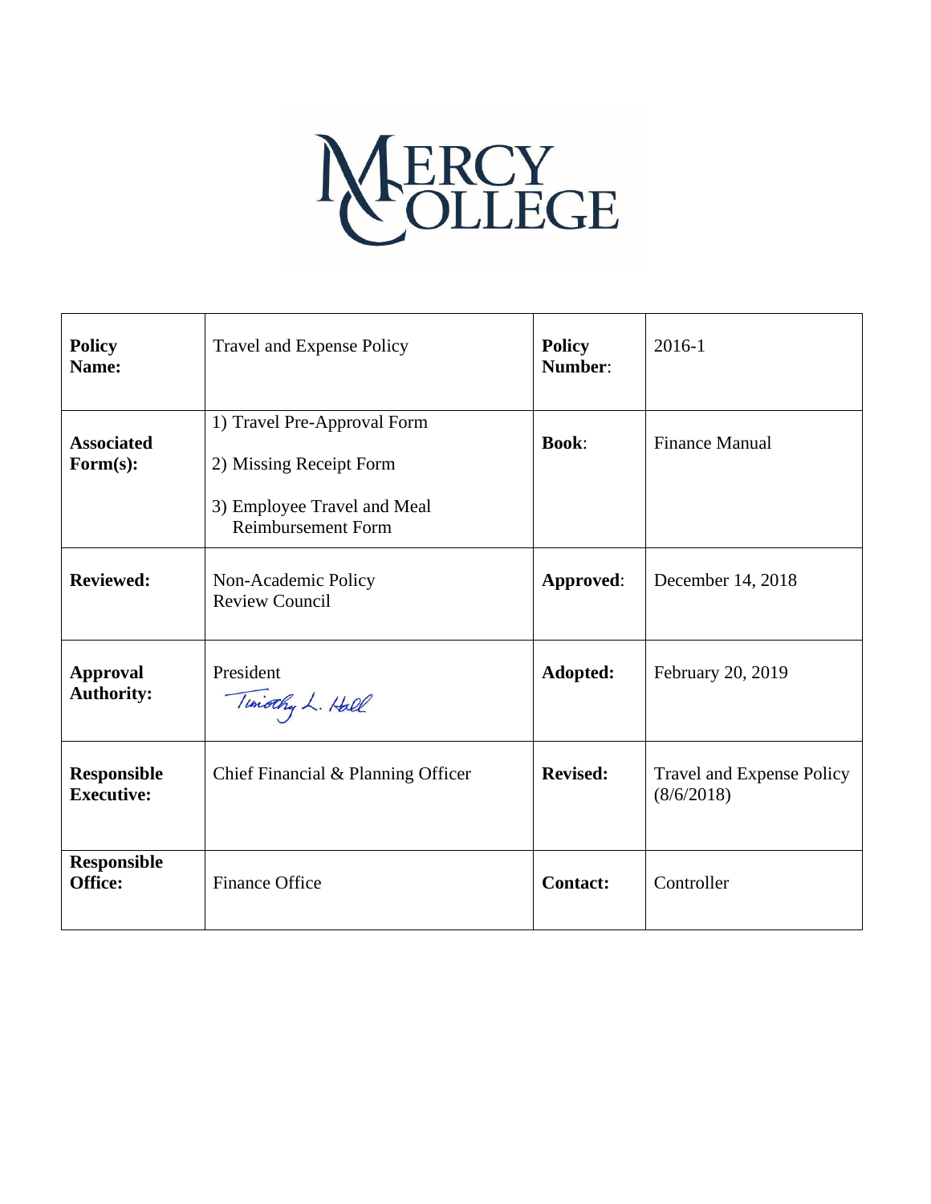MERCY COLLEGE

| | | | |
|---|---|---|---|
| **Policy Name:** | Travel and Expense Policy | **Policy Number**: | 2016-1 |
| **Associated Form(s):** | 1) Travel Pre-Approval Form<br>2) Missing Receipt Form<br>3) Employee Travel and Meal Reimbursement Form | **Book**: | Finance Manual |
| **Reviewed:** | Non-Academic Policy Review Council | **Approved**: | December 14, 2018 |
| **Approval Authority:** | President<br>Timothy L. Hall | **Adopted:** | February 20, 2019 |
| **Responsible Executive:** | Chief Financial & Planning Officer | **Revised:** | Travel and Expense Policy (8/6/2018) |
| **Responsible Office:** | Finance Office | **Contact:** | Controller |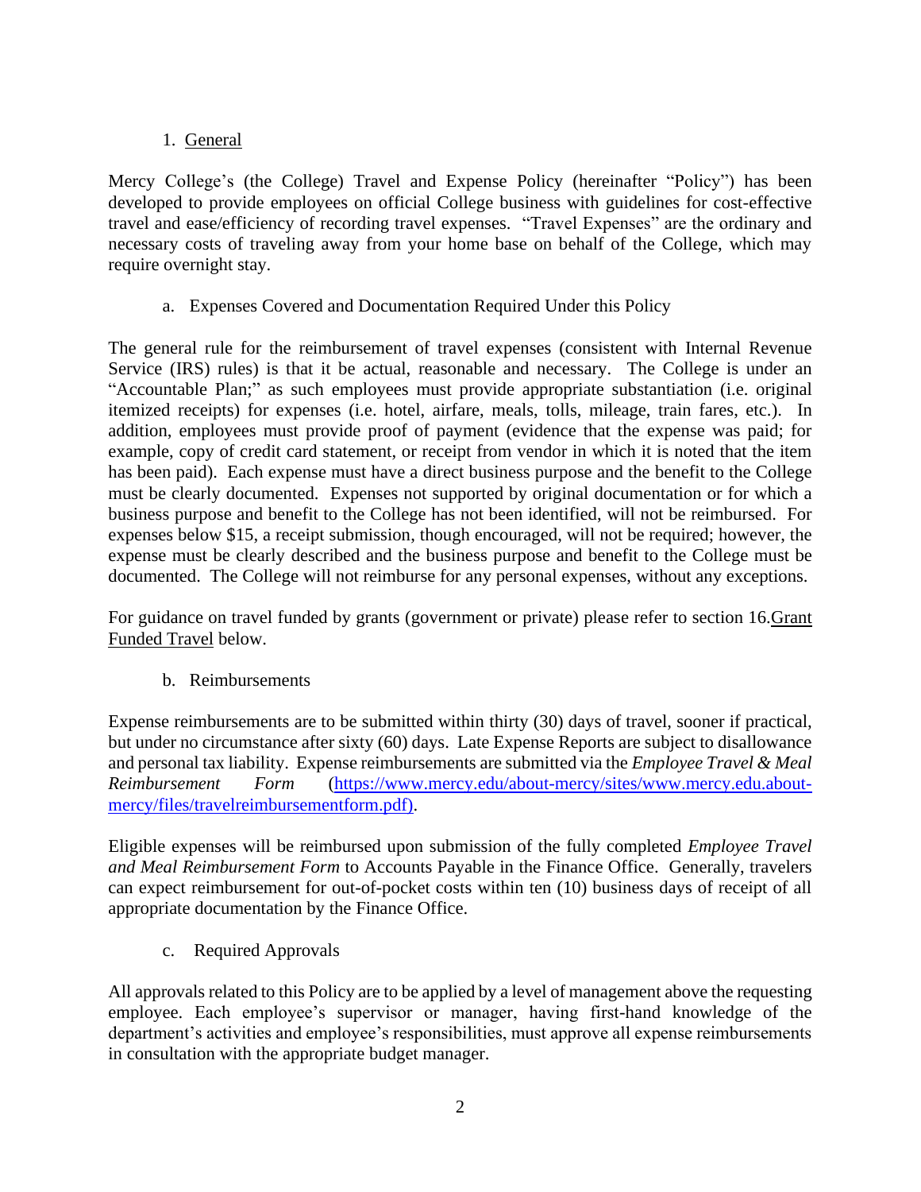1. <u>General</u>

Mercy College's (the College) Travel and Expense Policy (hereinafter "Policy") has been developed to provide employees on official College business with guidelines for cost-effective travel and ease/efficiency of recording travel expenses. "Travel Expenses" are the ordinary and necessary costs of traveling away from your home base on behalf of the College, which may require overnight stay.

a. Expenses Covered and Documentation Required Under this Policy

The general rule for the reimbursement of travel expenses (consistent with Internal Revenue Service (IRS) rules) is that it be actual, reasonable and necessary. The College is under an "Accountable Plan;" as such employees must provide appropriate substantiation (i.e. original itemized receipts) for expenses (i.e. hotel, airfare, meals, tolls, mileage, train fares, etc.). In addition, employees must provide proof of payment (evidence that the expense was paid; for example, copy of credit card statement, or receipt from vendor in which it is noted that the item has been paid). Each expense must have a direct business purpose and the benefit to the College must be clearly documented. Expenses not supported by original documentation or for which a business purpose and benefit to the College has not been identified, will not be reimbursed. For expenses below $15, a receipt submission, though encouraged, will not be required; however, the expense must be clearly described and the business purpose and benefit to the College must be documented. The College will not reimburse for any personal expenses, without any exceptions.

For guidance on travel funded by grants (government or private) please refer to section 16.<u>Grant Funded Travel</u> below.

b. Reimbursements

Expense reimbursements are to be submitted within thirty (30) days of travel, sooner if practical, but under no circumstance after sixty (60) days. Late Expense Reports are subject to disallowance and personal tax liability. Expense reimbursements are submitted via the *Employee Travel & Meal Reimbursement Form* ([https://www.mercy.edu/about-mercy/sites/www.mercy.edu.about-mercy/files/travelreimbursementform.pdf](https://www.mercy.edu/about-mercy/sites/www.mercy.edu.about-mercy/files/travelreimbursementform.pdf)).

Eligible expenses will be reimbursed upon submission of the fully completed *Employee Travel and Meal Reimbursement Form* to Accounts Payable in the Finance Office. Generally, travelers can expect reimbursement for out-of-pocket costs within ten (10) business days of receipt of all appropriate documentation by the Finance Office.

c. Required Approvals

All approvals related to this Policy are to be applied by a level of management above the requesting employee. Each employee's supervisor or manager, having first-hand knowledge of the department's activities and employee's responsibilities, must approve all expense reimbursements in consultation with the appropriate budget manager.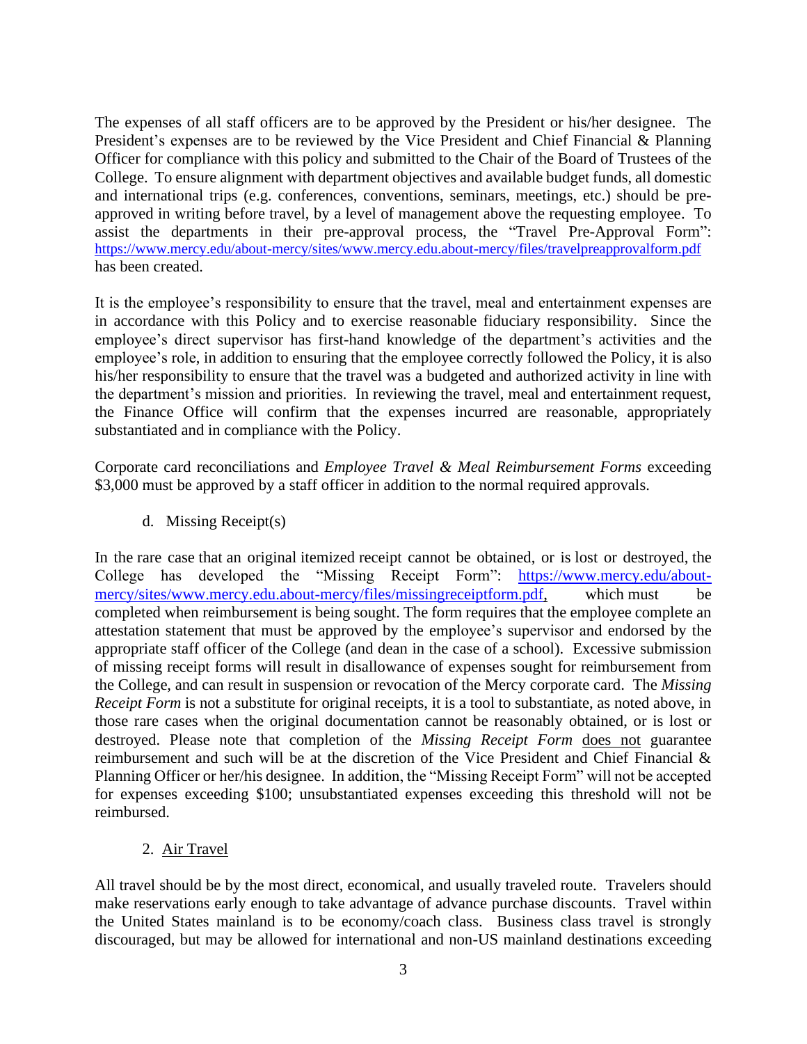The expenses of all staff officers are to be approved by the President or his/her designee. The President's expenses are to be reviewed by the Vice President and Chief Financial & Planning Officer for compliance with this policy and submitted to the Chair of the Board of Trustees of the College. To ensure alignment with department objectives and available budget funds, all domestic and international trips (e.g. conferences, conventions, seminars, meetings, etc.) should be pre-approved in writing before travel, by a level of management above the requesting employee. To assist the departments in their pre-approval process, the "Travel Pre-Approval Form": https://www.mercy.edu/about-mercy/sites/www.mercy.edu.about-mercy/files/travelpreapprovalform.pdf has been created.

It is the employee's responsibility to ensure that the travel, meal and entertainment expenses are in accordance with this Policy and to exercise reasonable fiduciary responsibility. Since the employee's direct supervisor has first-hand knowledge of the department's activities and the employee's role, in addition to ensuring that the employee correctly followed the Policy, it is also his/her responsibility to ensure that the travel was a budgeted and authorized activity in line with the department's mission and priorities. In reviewing the travel, meal and entertainment request, the Finance Office will confirm that the expenses incurred are reasonable, appropriately substantiated and in compliance with the Policy.

Corporate card reconciliations and *Employee Travel & Meal Reimbursement Forms* exceeding $3,000 must be approved by a staff officer in addition to the normal required approvals.

d. Missing Receipt(s)

In the rare case that an original itemized receipt cannot be obtained, or is lost or destroyed, the College has developed the "Missing Receipt Form": https://www.mercy.edu/about-mercy/sites/www.mercy.edu.about-mercy/files/missingreceiptform.pdf, which must be completed when reimbursement is being sought. The form requires that the employee complete an attestation statement that must be approved by the employee's supervisor and endorsed by the appropriate staff officer of the College (and dean in the case of a school). Excessive submission of missing receipt forms will result in disallowance of expenses sought for reimbursement from the College, and can result in suspension or revocation of the Mercy corporate card. The *Missing Receipt Form* is not a substitute for original receipts, it is a tool to substantiate, as noted above, in those rare cases when the original documentation cannot be reasonably obtained, or is lost or destroyed. Please note that completion of the *Missing Receipt Form* does not guarantee reimbursement and such will be at the discretion of the Vice President and Chief Financial & Planning Officer or her/his designee. In addition, the "Missing Receipt Form" will not be accepted for expenses exceeding $100; unsubstantiated expenses exceeding this threshold will not be reimbursed.

2. Air Travel

All travel should be by the most direct, economical, and usually traveled route. Travelers should make reservations early enough to take advantage of advance purchase discounts. Travel within the United States mainland is to be economy/coach class. Business class travel is strongly discouraged, but may be allowed for international and non-US mainland destinations exceeding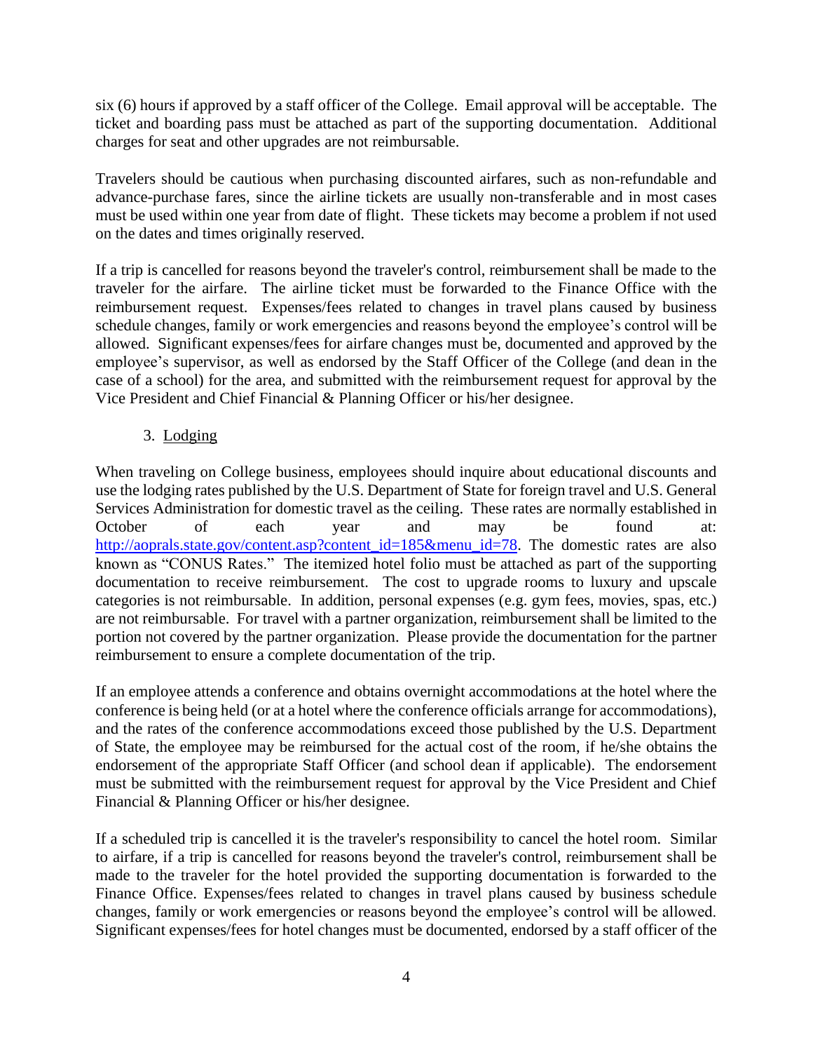six (6) hours if approved by a staff officer of the College. Email approval will be acceptable. The ticket and boarding pass must be attached as part of the supporting documentation. Additional charges for seat and other upgrades are not reimbursable.

Travelers should be cautious when purchasing discounted airfares, such as non-refundable and advance-purchase fares, since the airline tickets are usually non-transferable and in most cases must be used within one year from date of flight. These tickets may become a problem if not used on the dates and times originally reserved.

If a trip is cancelled for reasons beyond the traveler's control, reimbursement shall be made to the traveler for the airfare. The airline ticket must be forwarded to the Finance Office with the reimbursement request. Expenses/fees related to changes in travel plans caused by business schedule changes, family or work emergencies and reasons beyond the employee's control will be allowed. Significant expenses/fees for airfare changes must be, documented and approved by the employee's supervisor, as well as endorsed by the Staff Officer of the College (and dean in the case of a school) for the area, and submitted with the reimbursement request for approval by the Vice President and Chief Financial & Planning Officer or his/her designee.

3. <u>Lodging</u>

When traveling on College business, employees should inquire about educational discounts and use the lodging rates published by the U.S. Department of State for foreign travel and U.S. General Services Administration for domestic travel as the ceiling. These rates are normally established in October of each year and may be found at: [http://aoprals.state.gov/content.asp?content_id=185&menu_id=78](http://aoprals.state.gov/content.asp?content_id=185&menu_id=78). The domestic rates are also known as "CONUS Rates." The itemized hotel folio must be attached as part of the supporting documentation to receive reimbursement. The cost to upgrade rooms to luxury and upscale categories is not reimbursable. In addition, personal expenses (e.g. gym fees, movies, spas, etc.) are not reimbursable. For travel with a partner organization, reimbursement shall be limited to the portion not covered by the partner organization. Please provide the documentation for the partner reimbursement to ensure a complete documentation of the trip.

If an employee attends a conference and obtains overnight accommodations at the hotel where the conference is being held (or at a hotel where the conference officials arrange for accommodations), and the rates of the conference accommodations exceed those published by the U.S. Department of State, the employee may be reimbursed for the actual cost of the room, if he/she obtains the endorsement of the appropriate Staff Officer (and school dean if applicable). The endorsement must be submitted with the reimbursement request for approval by the Vice President and Chief Financial & Planning Officer or his/her designee.

If a scheduled trip is cancelled it is the traveler's responsibility to cancel the hotel room. Similar to airfare, if a trip is cancelled for reasons beyond the traveler's control, reimbursement shall be made to the traveler for the hotel provided the supporting documentation is forwarded to the Finance Office. Expenses/fees related to changes in travel plans caused by business schedule changes, family or work emergencies or reasons beyond the employee's control will be allowed. Significant expenses/fees for hotel changes must be documented, endorsed by a staff officer of the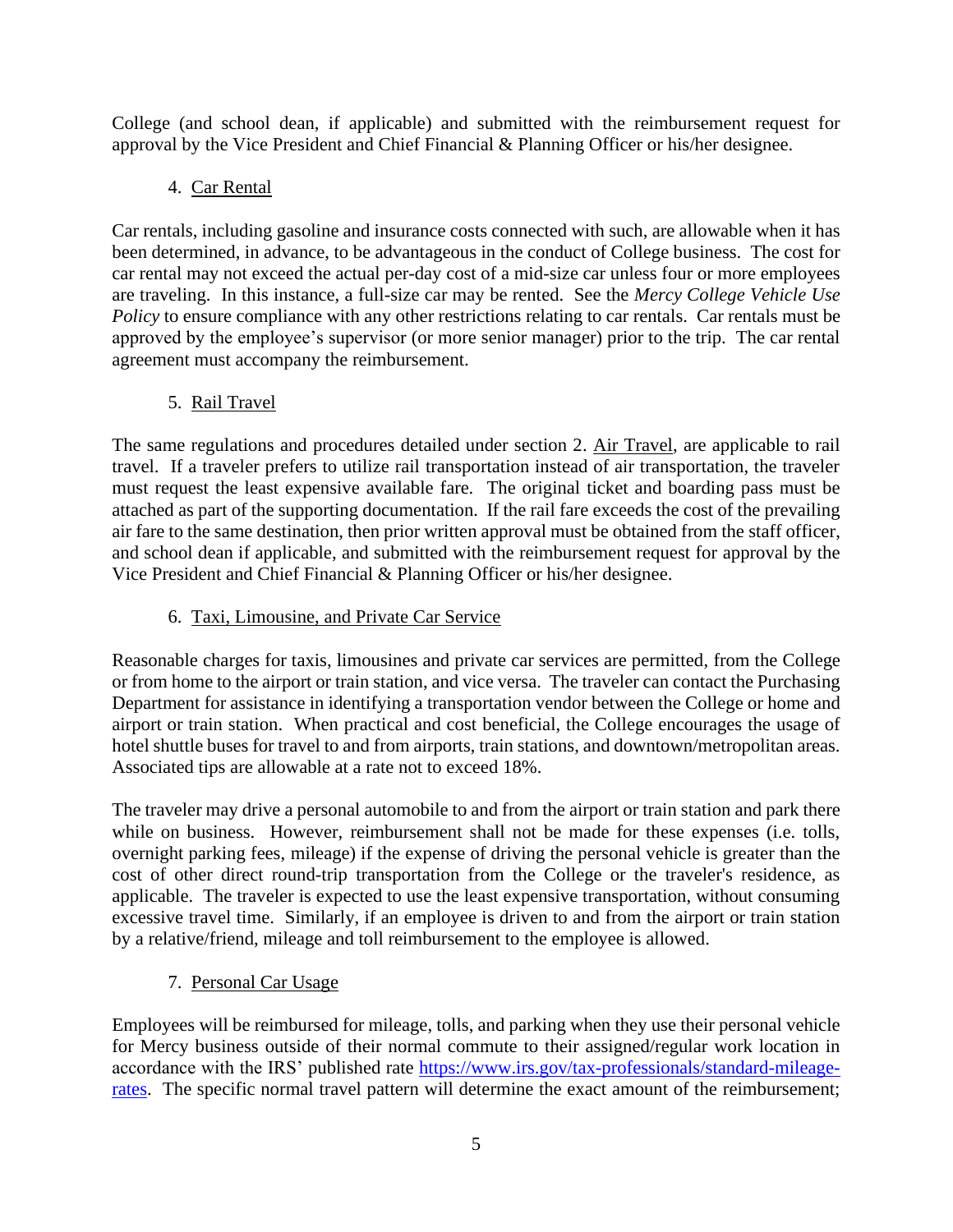College (and school dean, if applicable) and submitted with the reimbursement request for approval by the Vice President and Chief Financial & Planning Officer or his/her designee.

4. Car Rental

Car rentals, including gasoline and insurance costs connected with such, are allowable when it has been determined, in advance, to be advantageous in the conduct of College business. The cost for car rental may not exceed the actual per-day cost of a mid-size car unless four or more employees are traveling. In this instance, a full-size car may be rented. See the *Mercy College Vehicle Use Policy* to ensure compliance with any other restrictions relating to car rentals. Car rentals must be approved by the employee's supervisor (or more senior manager) prior to the trip. The car rental agreement must accompany the reimbursement.

5. Rail Travel

The same regulations and procedures detailed under section 2. Air Travel, are applicable to rail travel. If a traveler prefers to utilize rail transportation instead of air transportation, the traveler must request the least expensive available fare. The original ticket and boarding pass must be attached as part of the supporting documentation. If the rail fare exceeds the cost of the prevailing air fare to the same destination, then prior written approval must be obtained from the staff officer, and school dean if applicable, and submitted with the reimbursement request for approval by the Vice President and Chief Financial & Planning Officer or his/her designee.

6. Taxi, Limousine, and Private Car Service

Reasonable charges for taxis, limousines and private car services are permitted, from the College or from home to the airport or train station, and vice versa. The traveler can contact the Purchasing Department for assistance in identifying a transportation vendor between the College or home and airport or train station. When practical and cost beneficial, the College encourages the usage of hotel shuttle buses for travel to and from airports, train stations, and downtown/metropolitan areas. Associated tips are allowable at a rate not to exceed 18%.

The traveler may drive a personal automobile to and from the airport or train station and park there while on business. However, reimbursement shall not be made for these expenses (i.e. tolls, overnight parking fees, mileage) if the expense of driving the personal vehicle is greater than the cost of other direct round-trip transportation from the College or the traveler's residence, as applicable. The traveler is expected to use the least expensive transportation, without consuming excessive travel time. Similarly, if an employee is driven to and from the airport or train station by a relative/friend, mileage and toll reimbursement to the employee is allowed.

7. Personal Car Usage

Employees will be reimbursed for mileage, tolls, and parking when they use their personal vehicle for Mercy business outside of their normal commute to their assigned/regular work location in accordance with the IRS' published rate [https://www.irs.gov/tax-professionals/standard-mileage-rates](https://www.irs.gov/tax-professionals/standard-mileage-rates). The specific normal travel pattern will determine the exact amount of the reimbursement;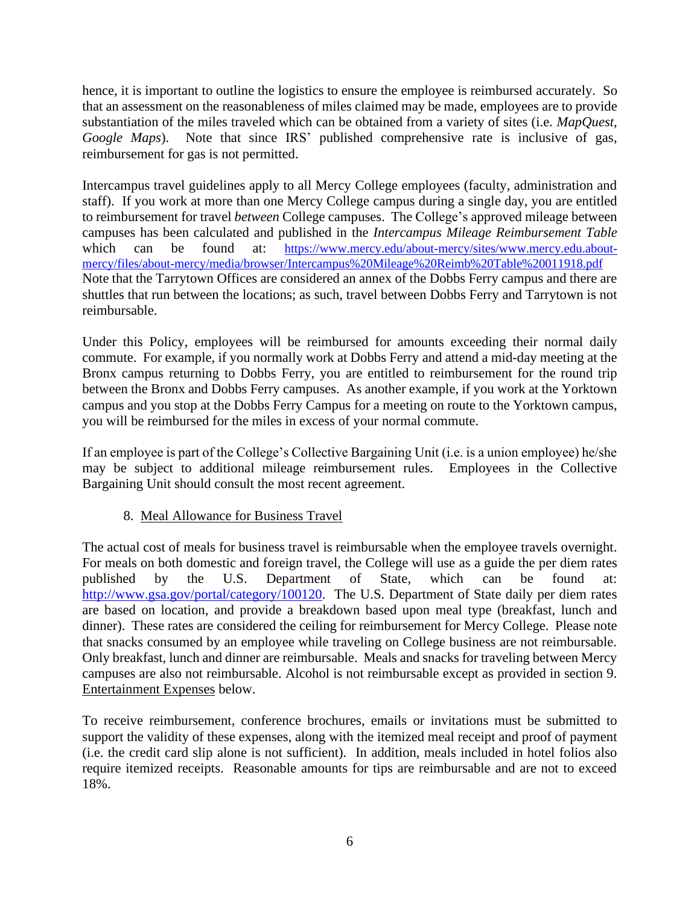hence, it is important to outline the logistics to ensure the employee is reimbursed accurately. So that an assessment on the reasonableness of miles claimed may be made, employees are to provide substantiation of the miles traveled which can be obtained from a variety of sites (i.e. *MapQuest, Google Maps*). Note that since IRS' published comprehensive rate is inclusive of gas, reimbursement for gas is not permitted.

Intercampus travel guidelines apply to all Mercy College employees (faculty, administration and staff). If you work at more than one Mercy College campus during a single day, you are entitled to reimbursement for travel *between* College campuses. The College's approved mileage between campuses has been calculated and published in the *Intercampus Mileage Reimbursement Table* which can be found at: https://www.mercy.edu/about-mercy/sites/www.mercy.edu.about-mercy/files/about-mercy/media/browser/Intercampus%20Mileage%20Reimb%20Table%20011918.pdf Note that the Tarrytown Offices are considered an annex of the Dobbs Ferry campus and there are shuttles that run between the locations; as such, travel between Dobbs Ferry and Tarrytown is not reimbursable.

Under this Policy, employees will be reimbursed for amounts exceeding their normal daily commute. For example, if you normally work at Dobbs Ferry and attend a mid-day meeting at the Bronx campus returning to Dobbs Ferry, you are entitled to reimbursement for the round trip between the Bronx and Dobbs Ferry campuses. As another example, if you work at the Yorktown campus and you stop at the Dobbs Ferry Campus for a meeting on route to the Yorktown campus, you will be reimbursed for the miles in excess of your normal commute.

If an employee is part of the College's Collective Bargaining Unit (i.e. is a union employee) he/she may be subject to additional mileage reimbursement rules. Employees in the Collective Bargaining Unit should consult the most recent agreement.

8. Meal Allowance for Business Travel

The actual cost of meals for business travel is reimbursable when the employee travels overnight. For meals on both domestic and foreign travel, the College will use as a guide the per diem rates published by the U.S. Department of State, which can be found at: http://www.gsa.gov/portal/category/100120. The U.S. Department of State daily per diem rates are based on location, and provide a breakdown based upon meal type (breakfast, lunch and dinner). These rates are considered the ceiling for reimbursement for Mercy College. Please note that snacks consumed by an employee while traveling on College business are not reimbursable. Only breakfast, lunch and dinner are reimbursable. Meals and snacks for traveling between Mercy campuses are also not reimbursable. Alcohol is not reimbursable except as provided in section 9. Entertainment Expenses below.

To receive reimbursement, conference brochures, emails or invitations must be submitted to support the validity of these expenses, along with the itemized meal receipt and proof of payment (i.e. the credit card slip alone is not sufficient). In addition, meals included in hotel folios also require itemized receipts. Reasonable amounts for tips are reimbursable and are not to exceed 18%.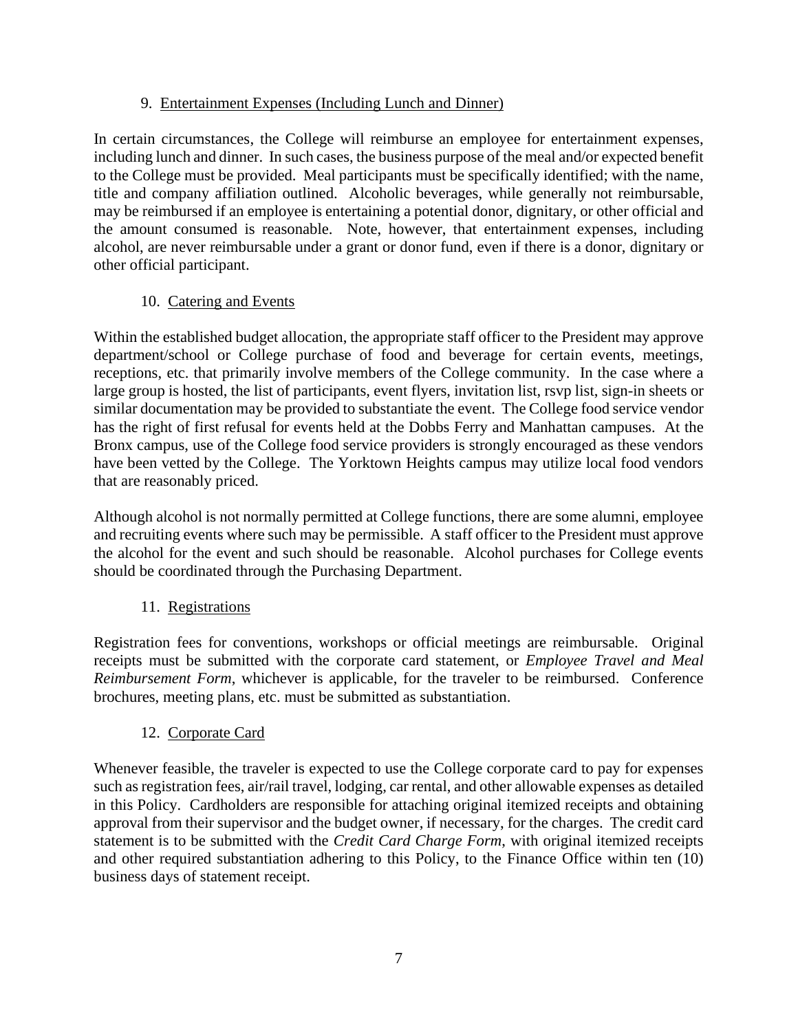9. Entertainment Expenses (Including Lunch and Dinner)

In certain circumstances, the College will reimburse an employee for entertainment expenses, including lunch and dinner. In such cases, the business purpose of the meal and/or expected benefit to the College must be provided. Meal participants must be specifically identified; with the name, title and company affiliation outlined. Alcoholic beverages, while generally not reimbursable, may be reimbursed if an employee is entertaining a potential donor, dignitary, or other official and the amount consumed is reasonable. Note, however, that entertainment expenses, including alcohol, are never reimbursable under a grant or donor fund, even if there is a donor, dignitary or other official participant.

10. Catering and Events

Within the established budget allocation, the appropriate staff officer to the President may approve department/school or College purchase of food and beverage for certain events, meetings, receptions, etc. that primarily involve members of the College community. In the case where a large group is hosted, the list of participants, event flyers, invitation list, rsvp list, sign-in sheets or similar documentation may be provided to substantiate the event. The College food service vendor has the right of first refusal for events held at the Dobbs Ferry and Manhattan campuses. At the Bronx campus, use of the College food service providers is strongly encouraged as these vendors have been vetted by the College. The Yorktown Heights campus may utilize local food vendors that are reasonably priced.

Although alcohol is not normally permitted at College functions, there are some alumni, employee and recruiting events where such may be permissible. A staff officer to the President must approve the alcohol for the event and such should be reasonable. Alcohol purchases for College events should be coordinated through the Purchasing Department.

11. Registrations

Registration fees for conventions, workshops or official meetings are reimbursable. Original receipts must be submitted with the corporate card statement, or *Employee Travel and Meal Reimbursement Form*, whichever is applicable, for the traveler to be reimbursed. Conference brochures, meeting plans, etc. must be submitted as substantiation.

12. Corporate Card

Whenever feasible, the traveler is expected to use the College corporate card to pay for expenses such as registration fees, air/rail travel, lodging, car rental, and other allowable expenses as detailed in this Policy. Cardholders are responsible for attaching original itemized receipts and obtaining approval from their supervisor and the budget owner, if necessary, for the charges. The credit card statement is to be submitted with the *Credit Card Charge Form*, with original itemized receipts and other required substantiation adhering to this Policy, to the Finance Office within ten (10) business days of statement receipt.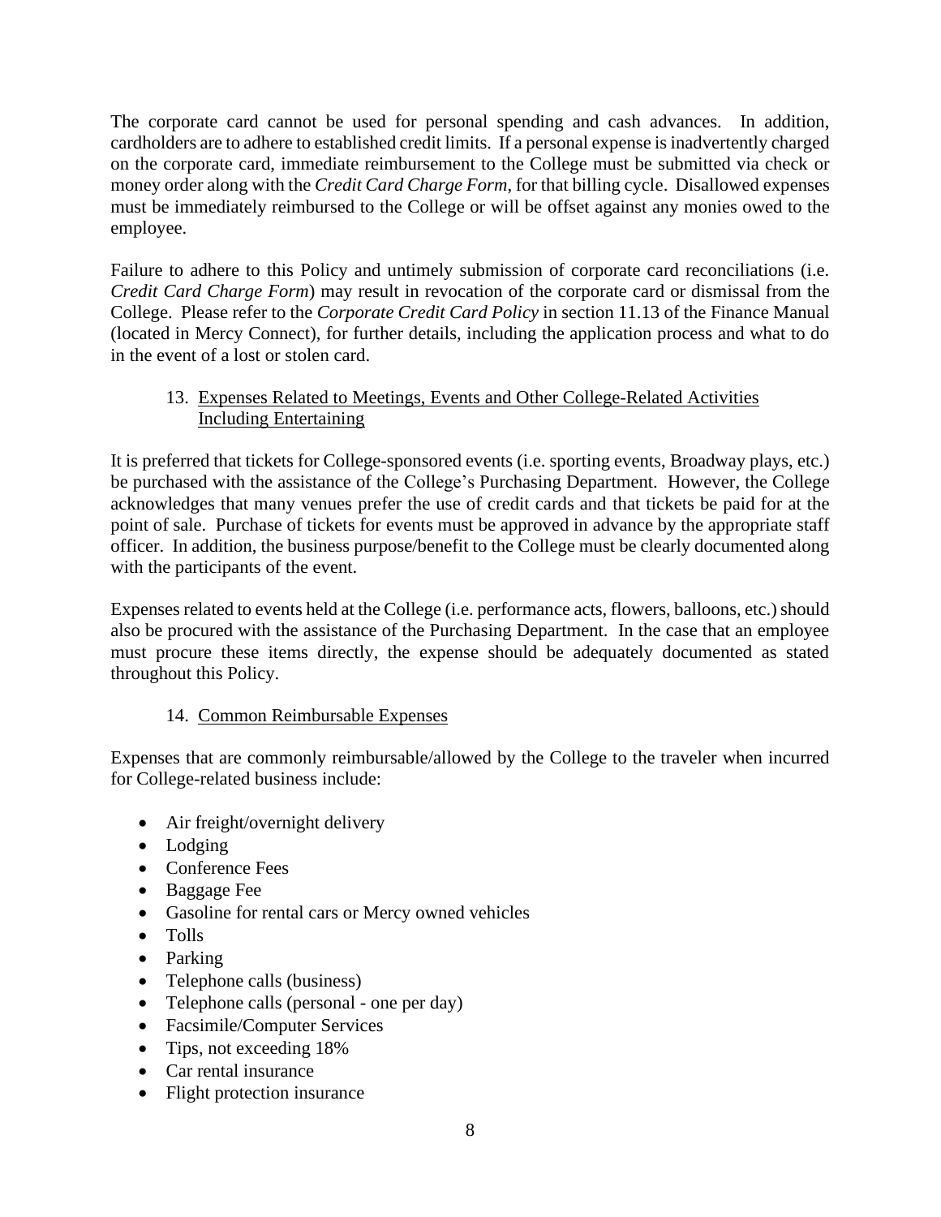The corporate card cannot be used for personal spending and cash advances. In addition, cardholders are to adhere to established credit limits. If a personal expense is inadvertently charged on the corporate card, immediate reimbursement to the College must be submitted via check or money order along with the *Credit Card Charge Form*, for that billing cycle. Disallowed expenses must be immediately reimbursed to the College or will be offset against any monies owed to the employee.

Failure to adhere to this Policy and untimely submission of corporate card reconciliations (i.e. *Credit Card Charge Form*) may result in revocation of the corporate card or dismissal from the College. Please refer to the *Corporate Credit Card Policy* in section 11.13 of the Finance Manual (located in Mercy Connect), for further details, including the application process and what to do in the event of a lost or stolen card.

13. Expenses Related to Meetings, Events and Other College-Related Activities Including Entertaining

It is preferred that tickets for College-sponsored events (i.e. sporting events, Broadway plays, etc.) be purchased with the assistance of the College's Purchasing Department. However, the College acknowledges that many venues prefer the use of credit cards and that tickets be paid for at the point of sale. Purchase of tickets for events must be approved in advance by the appropriate staff officer. In addition, the business purpose/benefit to the College must be clearly documented along with the participants of the event.

Expenses related to events held at the College (i.e. performance acts, flowers, balloons, etc.) should also be procured with the assistance of the Purchasing Department. In the case that an employee must procure these items directly, the expense should be adequately documented as stated throughout this Policy.

14. Common Reimbursable Expenses

Expenses that are commonly reimbursable/allowed by the College to the traveler when incurred for College-related business include:

- Air freight/overnight delivery
- Lodging
- Conference Fees
- Baggage Fee
- Gasoline for rental cars or Mercy owned vehicles
- Tolls
- Parking
- Telephone calls (business)
- Telephone calls (personal - one per day)
- Facsimile/Computer Services
- Tips, not exceeding 18%
- Car rental insurance
- Flight protection insurance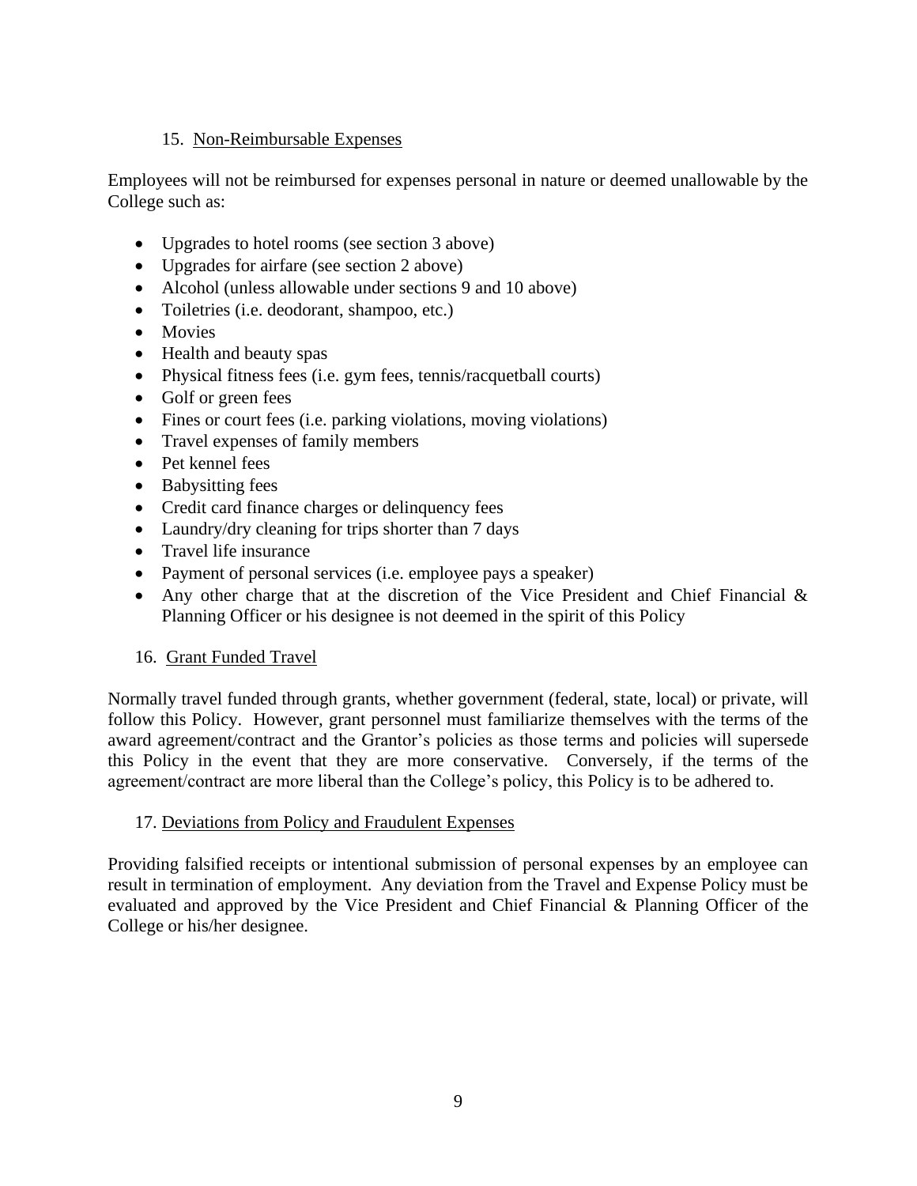## 15. Non-Reimbursable Expenses

Employees will not be reimbursed for expenses personal in nature or deemed unallowable by the College such as:

- Upgrades to hotel rooms (see section 3 above)
- Upgrades for airfare (see section 2 above)
- Alcohol (unless allowable under sections 9 and 10 above)
- Toiletries (i.e. deodorant, shampoo, etc.)
- Movies
- Health and beauty spas
- Physical fitness fees (i.e. gym fees, tennis/racquetball courts)
- Golf or green fees
- Fines or court fees (i.e. parking violations, moving violations)
- Travel expenses of family members
- Pet kennel fees
- Babysitting fees
- Credit card finance charges or delinquency fees
- Laundry/dry cleaning for trips shorter than 7 days
- Travel life insurance
- Payment of personal services (i.e. employee pays a speaker)
- Any other charge that at the discretion of the Vice President and Chief Financial & Planning Officer or his designee is not deemed in the spirit of this Policy

## 16. Grant Funded Travel

Normally travel funded through grants, whether government (federal, state, local) or private, will follow this Policy. However, grant personnel must familiarize themselves with the terms of the award agreement/contract and the Grantor's policies as those terms and policies will supersede this Policy in the event that they are more conservative. Conversely, if the terms of the agreement/contract are more liberal than the College's policy, this Policy is to be adhered to.

## 17. Deviations from Policy and Fraudulent Expenses

Providing falsified receipts or intentional submission of personal expenses by an employee can result in termination of employment. Any deviation from the Travel and Expense Policy must be evaluated and approved by the Vice President and Chief Financial & Planning Officer of the College or his/her designee.